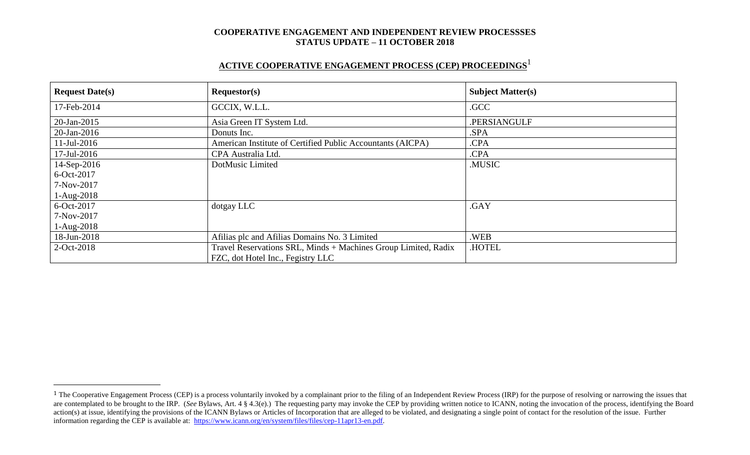**COOPERATIVE ENGAGEMENT AND INDEPENDENT REVIEW PROCESSSES**
**STATUS UPDATE – 11 OCTOBER 2018**

## ACTIVE COOPERATIVE ENGAGEMENT PROCESS (CEP) PROCEEDINGS[1]

| Request Date(s) | Requestor(s) | Subject Matter(s) |
|---|---|---|
| 17-Feb-2014 | GCCIX, W.L.L. | .GCC |
| 20-Jan-2015 | Asia Green IT System Ltd. | .PERSIANGULF |
| 20-Jan-2016 | Donuts Inc. | .SPA |
| 11-Jul-2016 | American Institute of Certified Public Accountants (AICPA) | .CPA |
| 17-Jul-2016 | CPA Australia Ltd. | .CPA |
| 14-Sep-2016<br>6-Oct-2017<br>7-Nov-2017<br>1-Aug-2018 | DotMusic Limited | .MUSIC |
| 6-Oct-2017<br>7-Nov-2017<br>1-Aug-2018 | dotgay LLC | .GAY |
| 18-Jun-2018 | Afilias plc and Afilias Domains No. 3 Limited | .WEB |
| 2-Oct-2018 | Travel Reservations SRL, Minds + Machines Group Limited, Radix FZC, dot Hotel Inc., Fegistry LLC | .HOTEL |

[1] The Cooperative Engagement Process (CEP) is a process voluntarily invoked by a complainant prior to the filing of an Independent Review Process (IRP) for the purpose of resolving or narrowing the issues that are contemplated to be brought to the IRP. (*See* Bylaws, Art. 4 § 4.3(e).) The requesting party may invoke the CEP by providing written notice to ICANN, noting the invocation of the process, identifying the Board action(s) at issue, identifying the provisions of the ICANN Bylaws or Articles of Incorporation that are alleged to be violated, and designating a single point of contact for the resolution of the issue. Further information regarding the CEP is available at: https://www.icann.org/en/system/files/files/cep-11apr13-en.pdf.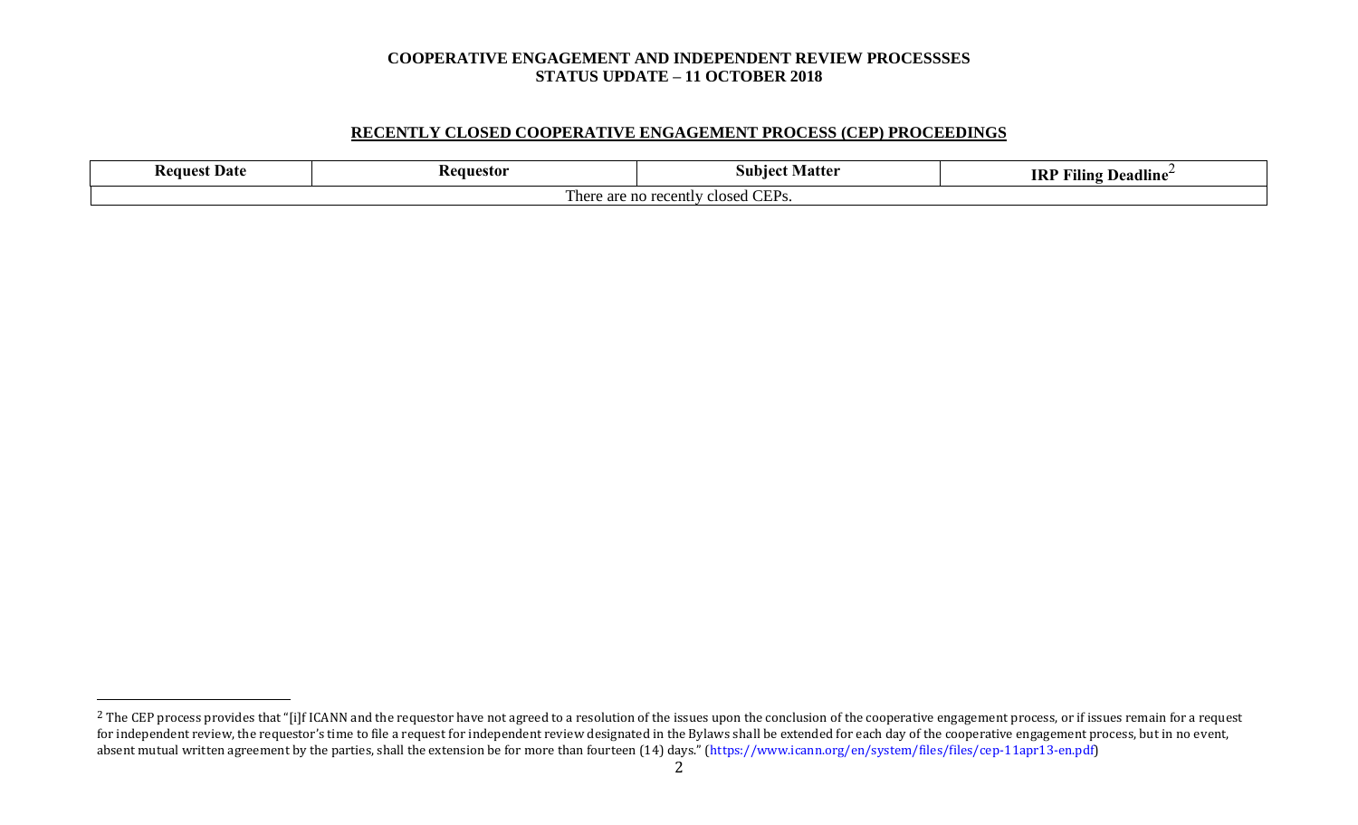**COOPERATIVE ENGAGEMENT AND INDEPENDENT REVIEW PROCESSSES**
**STATUS UPDATE – 11 OCTOBER 2018**

## RECENTLY CLOSED COOPERATIVE ENGAGEMENT PROCESS (CEP) PROCEEDINGS

| Request Date | Requestor | Subject Matter | IRP Filing Deadline[2] |
|---|---|---|---|
| There are no recently closed CEPs. | | | |

[2] The CEP process provides that "[i]f ICANN and the requestor have not agreed to a resolution of the issues upon the conclusion of the cooperative engagement process, or if issues remain for a request for independent review, the requestor's time to file a request for independent review designated in the Bylaws shall be extended for each day of the cooperative engagement process, but in no event, absent mutual written agreement by the parties, shall the extension be for more than fourteen (14) days." (https://www.icann.org/en/system/files/files/cep-11apr13-en.pdf)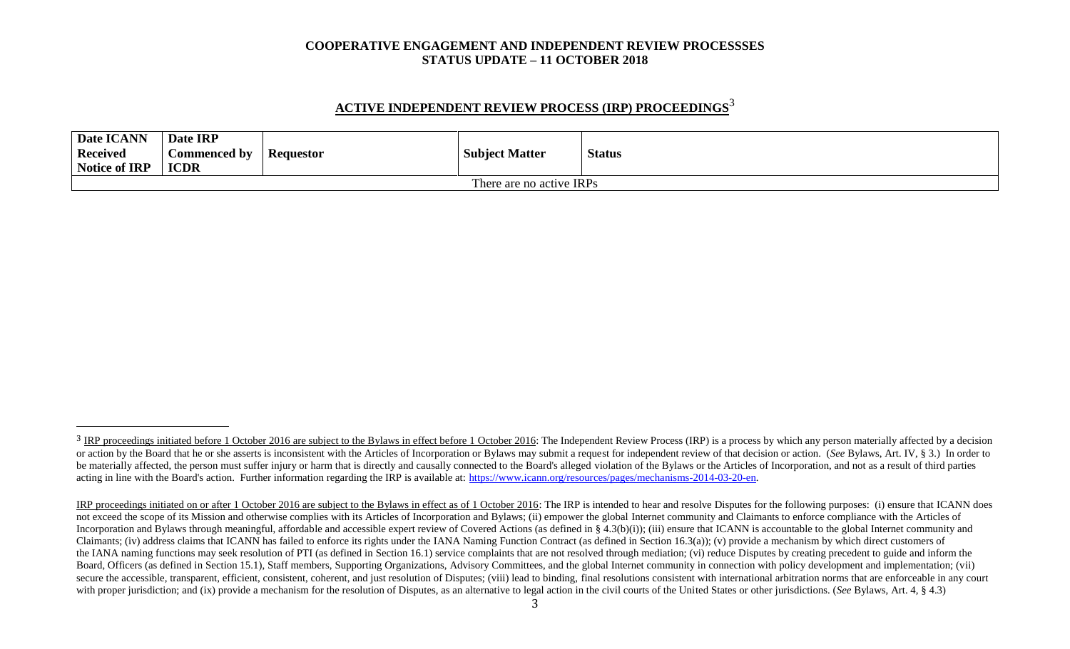## ACTIVE INDEPENDENT REVIEW PROCESS (IRP) PROCEEDINGS[3]

| Date ICANN Received Notice of IRP | Date IRP Commenced by ICDR | Requestor | Subject Matter | Status |
|---|---|---|---|---|
| There are no active IRPs | | | | |

[3] IRP proceedings initiated before 1 October 2016 are subject to the Bylaws in effect before 1 October 2016: The Independent Review Process (IRP) is a process by which any person materially affected by a decision or action by the Board that he or she asserts is inconsistent with the Articles of Incorporation or Bylaws may submit a request for independent review of that decision or action. (*See* Bylaws, Art. IV, § 3.) In order to be materially affected, the person must suffer injury or harm that is directly and causally connected to the Board's alleged violation of the Bylaws or the Articles of Incorporation, and not as a result of third parties acting in line with the Board's action. Further information regarding the IRP is available at: https://www.icann.org/resources/pages/mechanisms-2014-03-20-en.

IRP proceedings initiated on or after 1 October 2016 are subject to the Bylaws in effect as of 1 October 2016: The IRP is intended to hear and resolve Disputes for the following purposes: (i) ensure that ICANN does not exceed the scope of its Mission and otherwise complies with its Articles of Incorporation and Bylaws; (ii) empower the global Internet community and Claimants to enforce compliance with the Articles of Incorporation and Bylaws through meaningful, affordable and accessible expert review of Covered Actions (as defined in § 4.3(b)(i)); (iii) ensure that ICANN is accountable to the global Internet community and Claimants; (iv) address claims that ICANN has failed to enforce its rights under the IANA Naming Function Contract (as defined in Section 16.3(a)); (v) provide a mechanism by which direct customers of the IANA naming functions may seek resolution of PTI (as defined in Section 16.1) service complaints that are not resolved through mediation; (vi) reduce Disputes by creating precedent to guide and inform the Board, Officers (as defined in Section 15.1), Staff members, Supporting Organizations, Advisory Committees, and the global Internet community in connection with policy development and implementation; (vii) secure the accessible, transparent, efficient, consistent, coherent, and just resolution of Disputes; (viii) lead to binding, final resolutions consistent with international arbitration norms that are enforceable in any court with proper jurisdiction; and (ix) provide a mechanism for the resolution of Disputes, as an alternative to legal action in the civil courts of the United States or other jurisdictions. (*See* Bylaws, Art. 4, § 4.3)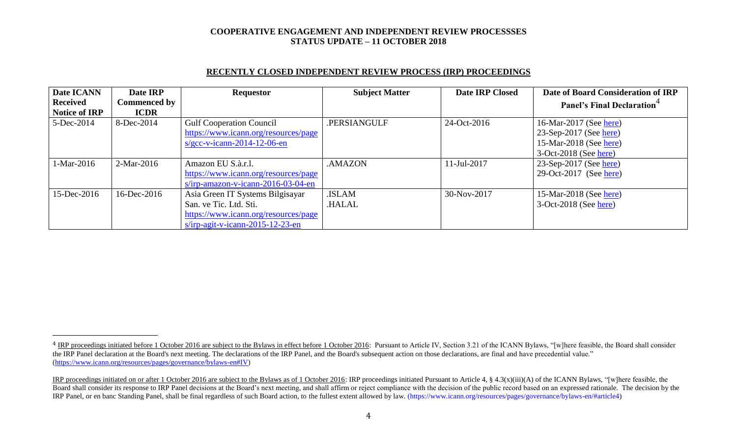## COOPERATIVE ENGAGEMENT AND INDEPENDENT REVIEW PROCESSSES
## STATUS UPDATE – 11 OCTOBER 2018

### RECENTLY CLOSED INDEPENDENT REVIEW PROCESS (IRP) PROCEEDINGS

| Date ICANN Received Notice of IRP | Date IRP Commenced by ICDR | Requestor | Subject Matter | Date IRP Closed | Date of Board Consideration of IRP Panel's Final Declaration[4] |
|---|---|---|---|---|---|
| 5-Dec-2014 | 8-Dec-2014 | Gulf Cooperation Council https://www.icann.org/resources/pages/gcc-v-icann-2014-12-06-en | .PERSIANGULF | 24-Oct-2016 | 16-Mar-2017 (See here)<br>23-Sep-2017 (See here)<br>15-Mar-2018 (See here)<br>3-Oct-2018 (See here) |
| 1-Mar-2016 | 2-Mar-2016 | Amazon EU S.à.r.l. https://www.icann.org/resources/pages/irp-amazon-v-icann-2016-03-04-en | .AMAZON | 11-Jul-2017 | 23-Sep-2017 (See here)<br>29-Oct-2017 (See here) |
| 15-Dec-2016 | 16-Dec-2016 | Asia Green IT Systems Bilgisayar San. ve Tic. Ltd. Sti. https://www.icann.org/resources/pages/irp-agit-v-icann-2015-12-23-en | .ISLAM<br>.HALAL | 30-Nov-2017 | 15-Mar-2018 (See here)<br>3-Oct-2018 (See here) |

[4] IRP proceedings initiated before 1 October 2016 are subject to the Bylaws in effect before 1 October 2016: Pursuant to Article IV, Section 3.21 of the ICANN Bylaws, "[w]here feasible, the Board shall consider the IRP Panel declaration at the Board's next meeting. The declarations of the IRP Panel, and the Board's subsequent action on those declarations, are final and have precedential value." (https://www.icann.org/resources/pages/governance/bylaws-en#IV)

IRP proceedings initiated on or after 1 October 2016 are subject to the Bylaws as of 1 October 2016: IRP proceedings initiated Pursuant to Article 4, § 4.3(x)(iii)(A) of the ICANN Bylaws, "[w]here feasible, the Board shall consider its response to IRP Panel decisions at the Board's next meeting, and shall affirm or reject compliance with the decision of the public record based on an expressed rationale. The decision by the IRP Panel, or en banc Standing Panel, shall be final regardless of such Board action, to the fullest extent allowed by law. (https://www.icann.org/resources/pages/governance/bylaws-en/#article4)